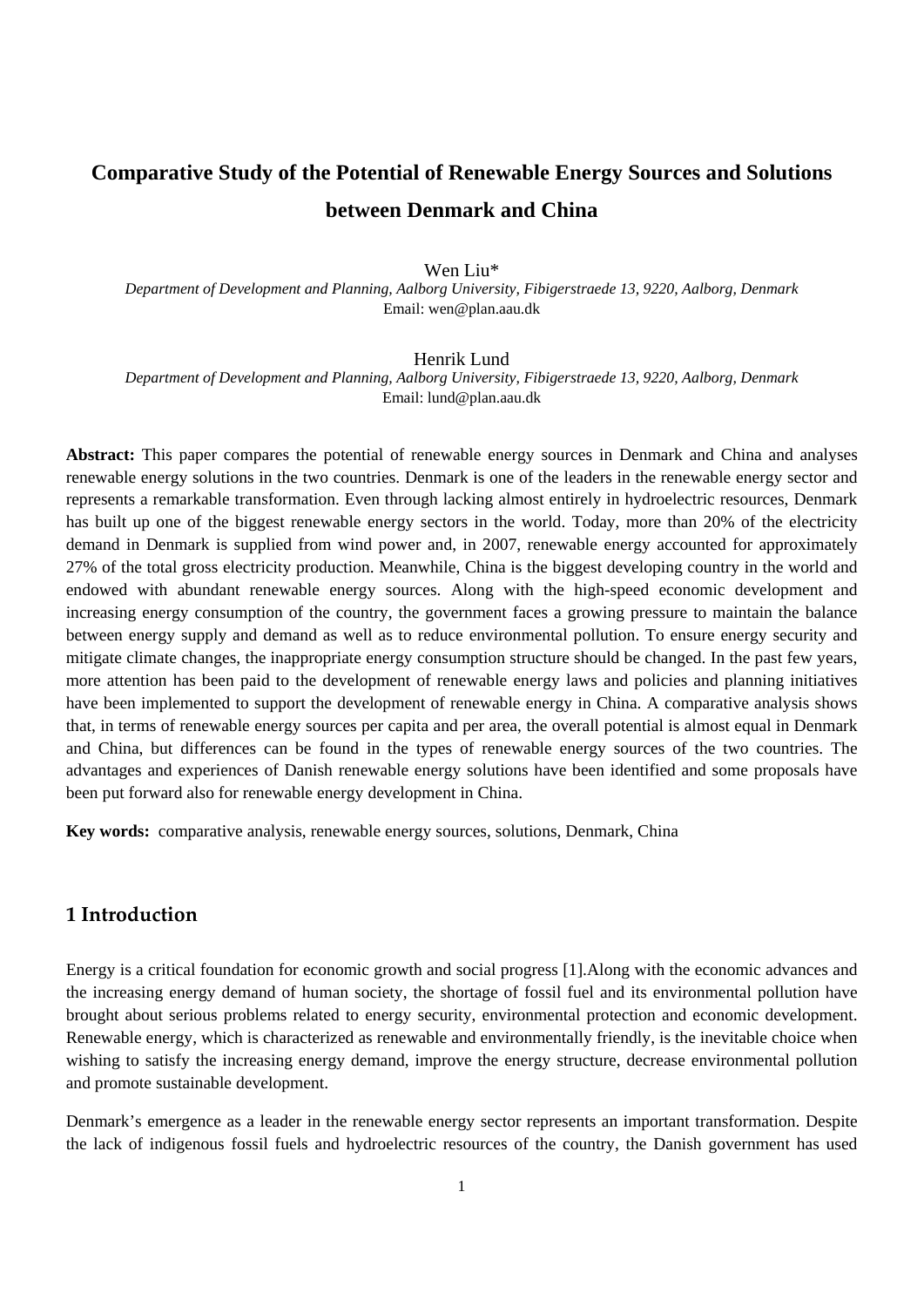# Comparative Study of the Potential of Renewable Energy Sources and Solutions between Denmark and China

Wen Liu*

*Department of Development and Planning, Aalborg University, Fibigerstraede 13, 9220, Aalborg, Denmark*
Email: wen@plan.aau.dk

Henrik Lund

*Department of Development and Planning, Aalborg University, Fibigerstraede 13, 9220, Aalborg, Denmark*
Email: lund@plan.aau.dk

**Abstract:** This paper compares the potential of renewable energy sources in Denmark and China and analyses renewable energy solutions in the two countries. Denmark is one of the leaders in the renewable energy sector and represents a remarkable transformation. Even through lacking almost entirely in hydroelectric resources, Denmark has built up one of the biggest renewable energy sectors in the world. Today, more than 20% of the electricity demand in Denmark is supplied from wind power and, in 2007, renewable energy accounted for approximately 27% of the total gross electricity production. Meanwhile, China is the biggest developing country in the world and endowed with abundant renewable energy sources. Along with the high-speed economic development and increasing energy consumption of the country, the government faces a growing pressure to maintain the balance between energy supply and demand as well as to reduce environmental pollution. To ensure energy security and mitigate climate changes, the inappropriate energy consumption structure should be changed. In the past few years, more attention has been paid to the development of renewable energy laws and policies and planning initiatives have been implemented to support the development of renewable energy in China. A comparative analysis shows that, in terms of renewable energy sources per capita and per area, the overall potential is almost equal in Denmark and China, but differences can be found in the types of renewable energy sources of the two countries. The advantages and experiences of Danish renewable energy solutions have been identified and some proposals have been put forward also for renewable energy development in China.

**Key words:** comparative analysis, renewable energy sources, solutions, Denmark, China

## 1 Introduction

Energy is a critical foundation for economic growth and social progress [1].Along with the economic advances and the increasing energy demand of human society, the shortage of fossil fuel and its environmental pollution have brought about serious problems related to energy security, environmental protection and economic development. Renewable energy, which is characterized as renewable and environmentally friendly, is the inevitable choice when wishing to satisfy the increasing energy demand, improve the energy structure, decrease environmental pollution and promote sustainable development.

Denmark's emergence as a leader in the renewable energy sector represents an important transformation. Despite the lack of indigenous fossil fuels and hydroelectric resources of the country, the Danish government has used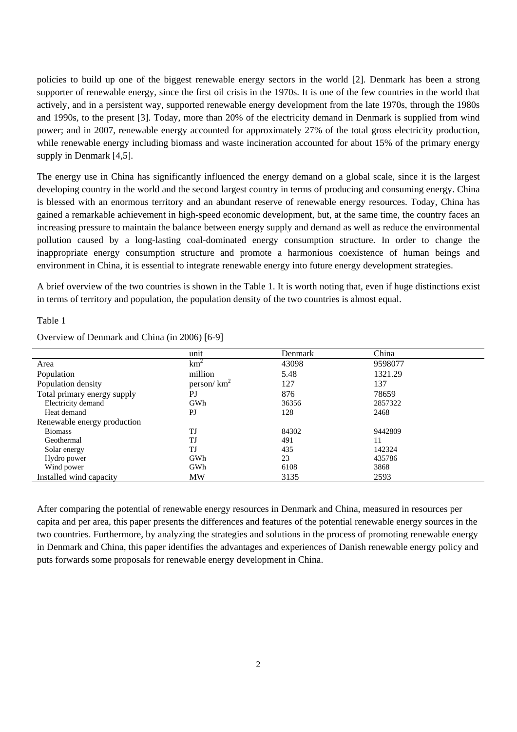policies to build up one of the biggest renewable energy sectors in the world [2]. Denmark has been a strong supporter of renewable energy, since the first oil crisis in the 1970s. It is one of the few countries in the world that actively, and in a persistent way, supported renewable energy development from the late 1970s, through the 1980s and 1990s, to the present [3]. Today, more than 20% of the electricity demand in Denmark is supplied from wind power; and in 2007, renewable energy accounted for approximately 27% of the total gross electricity production, while renewable energy including biomass and waste incineration accounted for about 15% of the primary energy supply in Denmark [4,5].

The energy use in China has significantly influenced the energy demand on a global scale, since it is the largest developing country in the world and the second largest country in terms of producing and consuming energy. China is blessed with an enormous territory and an abundant reserve of renewable energy resources. Today, China has gained a remarkable achievement in high-speed economic development, but, at the same time, the country faces an increasing pressure to maintain the balance between energy supply and demand as well as reduce the environmental pollution caused by a long-lasting coal-dominated energy consumption structure. In order to change the inappropriate energy consumption structure and promote a harmonious coexistence of human beings and environment in China, it is essential to integrate renewable energy into future energy development strategies.

A brief overview of the two countries is shown in the Table 1. It is worth noting that, even if huge distinctions exist in terms of territory and population, the population density of the two countries is almost equal.

Table 1

Overview of Denmark and China (in 2006) [6-9]

| | unit | Denmark | China |
|---|---|---|---|
| Area | $km^2$ | 43098 | 9598077 |
| Population | million | 5.48 | 1321.29 |
| Population density | person/ $km^2$ | 127 | 137 |
| Total primary energy supply | PJ | 876 | 78659 |
| Electricity demand | GWh | 36356 | 2857322 |
| Heat demand | PJ | 128 | 2468 |
| Renewable energy production | | | |
| Biomass | TJ | 84302 | 9442809 |
| Geothermal | TJ | 491 | 11 |
| Solar energy | TJ | 435 | 142324 |
| Hydro power | GWh | 23 | 435786 |
| Wind power | GWh | 6108 | 3868 |
| Installed wind capacity | MW | 3135 | 2593 |

After comparing the potential of renewable energy resources in Denmark and China, measured in resources per capita and per area, this paper presents the differences and features of the potential renewable energy sources in the two countries. Furthermore, by analyzing the strategies and solutions in the process of promoting renewable energy in Denmark and China, this paper identifies the advantages and experiences of Danish renewable energy policy and puts forwards some proposals for renewable energy development in China.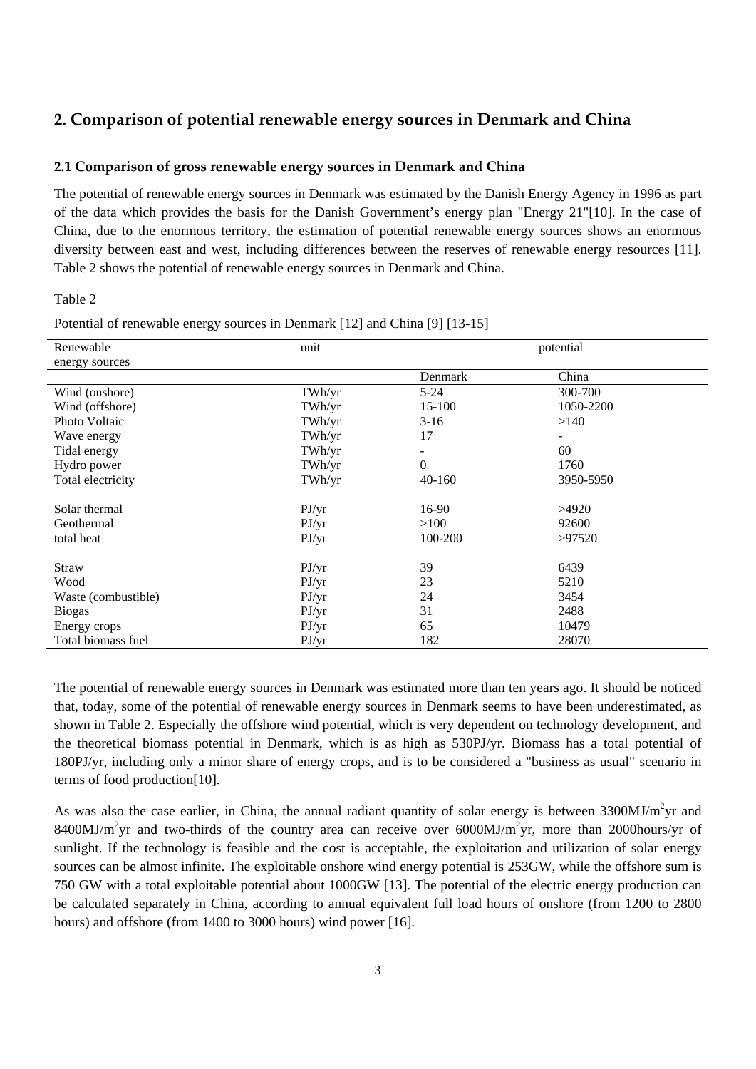## 2. Comparison of potential renewable energy sources in Denmark and China

### 2.1 Comparison of gross renewable energy sources in Denmark and China

The potential of renewable energy sources in Denmark was estimated by the Danish Energy Agency in 1996 as part of the data which provides the basis for the Danish Government's energy plan "Energy 21"[10]. In the case of China, due to the enormous territory, the estimation of potential renewable energy sources shows an enormous diversity between east and west, including differences between the reserves of renewable energy resources [11]. Table 2 shows the potential of renewable energy sources in Denmark and China.

Table 2

Potential of renewable energy sources in Denmark [12] and China [9] [13-15]

| Renewable energy sources | unit | potential | |
|---|---|---|---|
| | | Denmark | China |
| Wind (onshore) | TWh/yr | 5-24 | 300-700 |
| Wind (offshore) | TWh/yr | 15-100 | 1050-2200 |
| Photo Voltaic | TWh/yr | 3-16 | >140 |
| Wave energy | TWh/yr | 17 | - |
| Tidal energy | TWh/yr | - | 60 |
| Hydro power | TWh/yr | 0 | 1760 |
| Total electricity | TWh/yr | 40-160 | 3950-5950 |
| Solar thermal | PJ/yr | 16-90 | >4920 |
| Geothermal | PJ/yr | >100 | 92600 |
| total heat | PJ/yr | 100-200 | >97520 |
| Straw | PJ/yr | 39 | 6439 |
| Wood | PJ/yr | 23 | 5210 |
| Waste (combustible) | PJ/yr | 24 | 3454 |
| Biogas | PJ/yr | 31 | 2488 |
| Energy crops | PJ/yr | 65 | 10479 |
| Total biomass fuel | PJ/yr | 182 | 28070 |

The potential of renewable energy sources in Denmark was estimated more than ten years ago. It should be noticed that, today, some of the potential of renewable energy sources in Denmark seems to have been underestimated, as shown in Table 2. Especially the offshore wind potential, which is very dependent on technology development, and the theoretical biomass potential in Denmark, which is as high as 530PJ/yr. Biomass has a total potential of 180PJ/yr, including only a minor share of energy crops, and is to be considered a "business as usual" scenario in terms of food production[10].

As was also the case earlier, in China, the annual radiant quantity of solar energy is between 3300MJ/m$^2$yr and 8400MJ/m$^2$yr and two-thirds of the country area can receive over 6000MJ/m$^2$yr, more than 2000hours/yr of sunlight. If the technology is feasible and the cost is acceptable, the exploitation and utilization of solar energy sources can be almost infinite. The exploitable onshore wind energy potential is 253GW, while the offshore sum is 750 GW with a total exploitable potential about 1000GW [13]. The potential of the electric energy production can be calculated separately in China, according to annual equivalent full load hours of onshore (from 1200 to 2800 hours) and offshore (from 1400 to 3000 hours) wind power [16].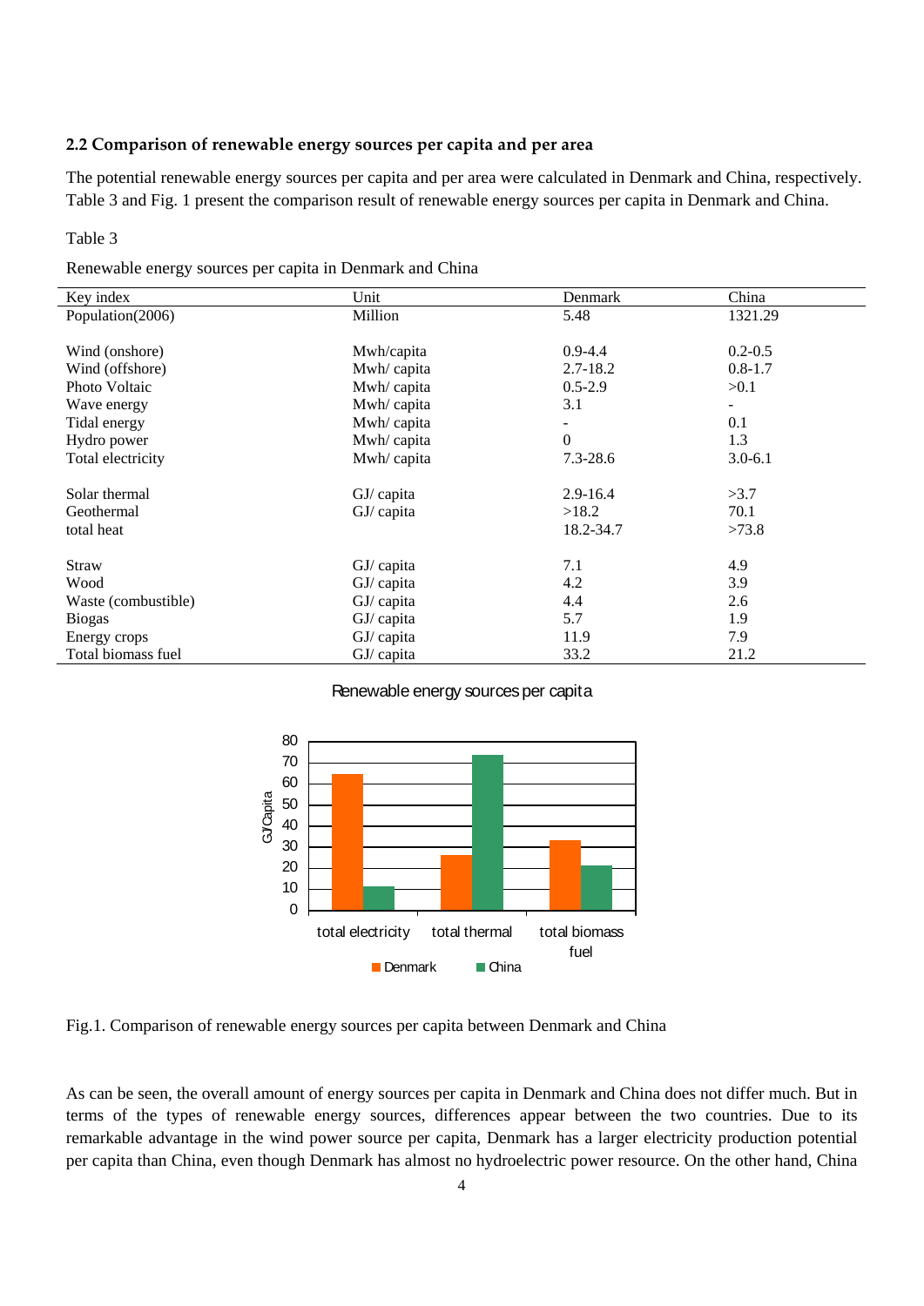### 2.2 Comparison of renewable energy sources per capita and per area

The potential renewable energy sources per capita and per area were calculated in Denmark and China, respectively. Table 3 and Fig. 1 present the comparison result of renewable energy sources per capita in Denmark and China.

Table 3

Renewable energy sources per capita in Denmark and China

| Key index | Unit | Denmark | China |
|---|---|---|---|
| Population(2006) | Million | 5.48 | 1321.29 |
| | | | |
| Wind (onshore) | Mwh/capita | 0.9-4.4 | 0.2-0.5 |
| Wind (offshore) | Mwh/ capita | 2.7-18.2 | 0.8-1.7 |
| Photo Voltaic | Mwh/ capita | 0.5-2.9 | >0.1 |
| Wave energy | Mwh/ capita | 3.1 | - |
| Tidal energy | Mwh/ capita | - | 0.1 |
| Hydro power | Mwh/ capita | 0 | 1.3 |
| Total electricity | Mwh/ capita | 7.3-28.6 | 3.0-6.1 |
| | | | |
| Solar thermal | GJ/ capita | 2.9-16.4 | >3.7 |
| Geothermal | GJ/ capita | >18.2 | 70.1 |
| total heat | | 18.2-34.7 | >73.8 |
| | | | |
| Straw | GJ/ capita | 7.1 | 4.9 |
| Wood | GJ/ capita | 4.2 | 3.9 |
| Waste (combustible) | GJ/ capita | 4.4 | 2.6 |
| Biogas | GJ/ capita | 5.7 | 1.9 |
| Energy crops | GJ/ capita | 11.9 | 7.9 |
| Total biomass fuel | GJ/ capita | 33.2 | 21.2 |

Renewable energy sources per capita

| | total electricity | total thermal | total biomass fuel |
|---|---|---|---|
| Denmark | ~65 | ~26 | ~33 |
| China | ~11 | ~73 | ~21 |

(Bar chart; y-axis: GJ/Capita, 0–80)

Fig.1. Comparison of renewable energy sources per capita between Denmark and China

As can be seen, the overall amount of energy sources per capita in Denmark and China does not differ much. But in terms of the types of renewable energy sources, differences appear between the two countries. Due to its remarkable advantage in the wind power source per capita, Denmark has a larger electricity production potential per capita than China, even though Denmark has almost no hydroelectric power resource. On the other hand, China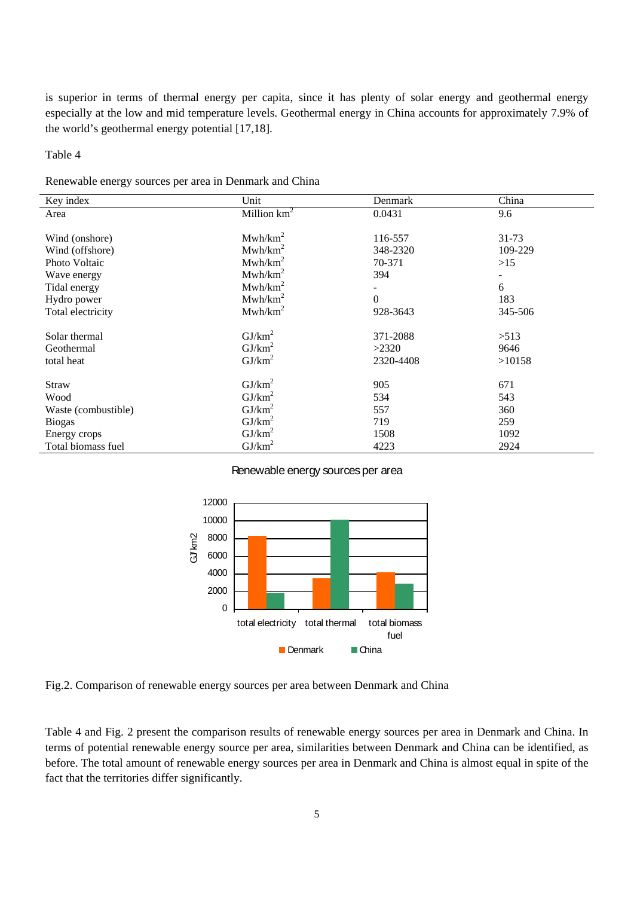is superior in terms of thermal energy per capita, since it has plenty of solar energy and geothermal energy especially at the low and mid temperature levels. Geothermal energy in China accounts for approximately 7.9% of the world's geothermal energy potential [17,18].

Table 4

Renewable energy sources per area in Denmark and China

| Key index | Unit | Denmark | China |
|---|---|---|---|
| Area | Million km$^2$ | 0.0431 | 9.6 |
| | | | |
| Wind (onshore) | Mwh/km$^2$ | 116-557 | 31-73 |
| Wind (offshore) | Mwh/km$^2$ | 348-2320 | 109-229 |
| Photo Voltaic | Mwh/km$^2$ | 70-371 | >15 |
| Wave energy | Mwh/km$^2$ | 394 | - |
| Tidal energy | Mwh/km$^2$ | - | 6 |
| Hydro power | Mwh/km$^2$ | 0 | 183 |
| Total electricity | Mwh/km$^2$ | 928-3643 | 345-506 |
| | | | |
| Solar thermal | GJ/km$^2$ | 371-2088 | >513 |
| Geothermal | GJ/km$^2$ | >2320 | 9646 |
| total heat | GJ/km$^2$ | 2320-4408 | >10158 |
| | | | |
| Straw | GJ/km$^2$ | 905 | 671 |
| Wood | GJ/km$^2$ | 534 | 543 |
| Waste (combustible) | GJ/km$^2$ | 557 | 360 |
| Biogas | GJ/km$^2$ | 719 | 259 |
| Energy crops | GJ/km$^2$ | 1508 | 1092 |
| Total biomass fuel | GJ/km$^2$ | 4223 | 2924 |

Fig.2. Comparison of renewable energy sources per area between Denmark and China

Table 4 and Fig. 2 present the comparison results of renewable energy sources per area in Denmark and China. In terms of potential renewable energy source per area, similarities between Denmark and China can be identified, as before. The total amount of renewable energy sources per area in Denmark and China is almost equal in spite of the fact that the territories differ significantly.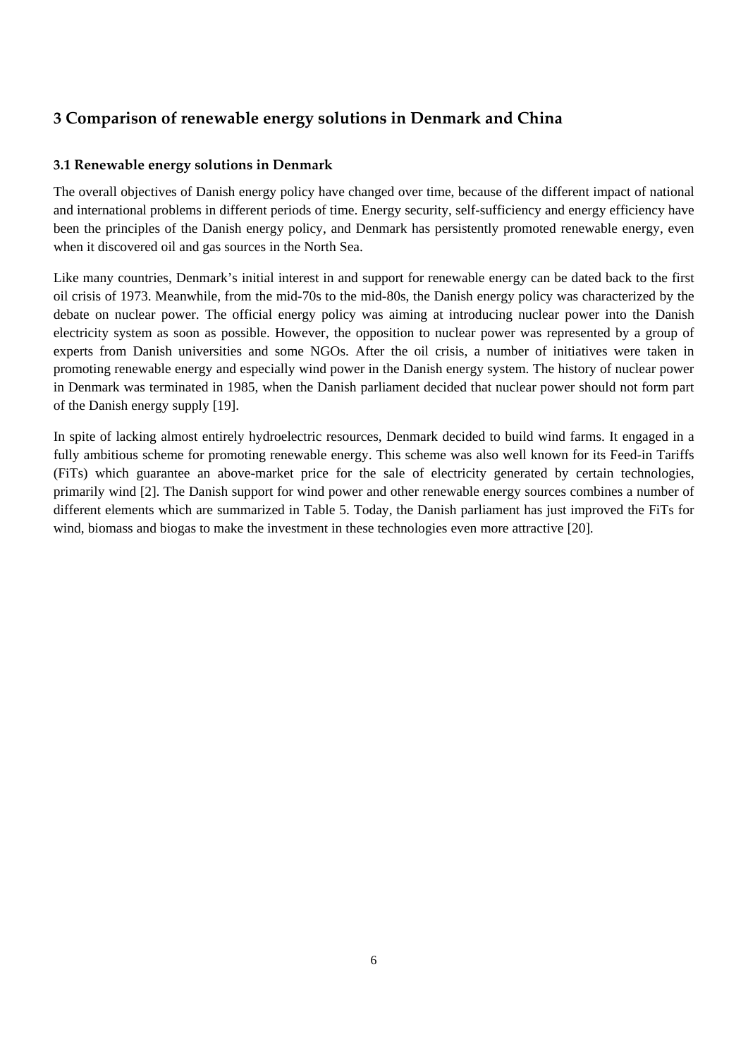## 3 Comparison of renewable energy solutions in Denmark and China

### 3.1 Renewable energy solutions in Denmark

The overall objectives of Danish energy policy have changed over time, because of the different impact of national and international problems in different periods of time. Energy security, self-sufficiency and energy efficiency have been the principles of the Danish energy policy, and Denmark has persistently promoted renewable energy, even when it discovered oil and gas sources in the North Sea.

Like many countries, Denmark's initial interest in and support for renewable energy can be dated back to the first oil crisis of 1973. Meanwhile, from the mid-70s to the mid-80s, the Danish energy policy was characterized by the debate on nuclear power. The official energy policy was aiming at introducing nuclear power into the Danish electricity system as soon as possible. However, the opposition to nuclear power was represented by a group of experts from Danish universities and some NGOs. After the oil crisis, a number of initiatives were taken in promoting renewable energy and especially wind power in the Danish energy system. The history of nuclear power in Denmark was terminated in 1985, when the Danish parliament decided that nuclear power should not form part of the Danish energy supply [19].

In spite of lacking almost entirely hydroelectric resources, Denmark decided to build wind farms. It engaged in a fully ambitious scheme for promoting renewable energy. This scheme was also well known for its Feed-in Tariffs (FiTs) which guarantee an above-market price for the sale of electricity generated by certain technologies, primarily wind [2]. The Danish support for wind power and other renewable energy sources combines a number of different elements which are summarized in Table 5. Today, the Danish parliament has just improved the FiTs for wind, biomass and biogas to make the investment in these technologies even more attractive [20].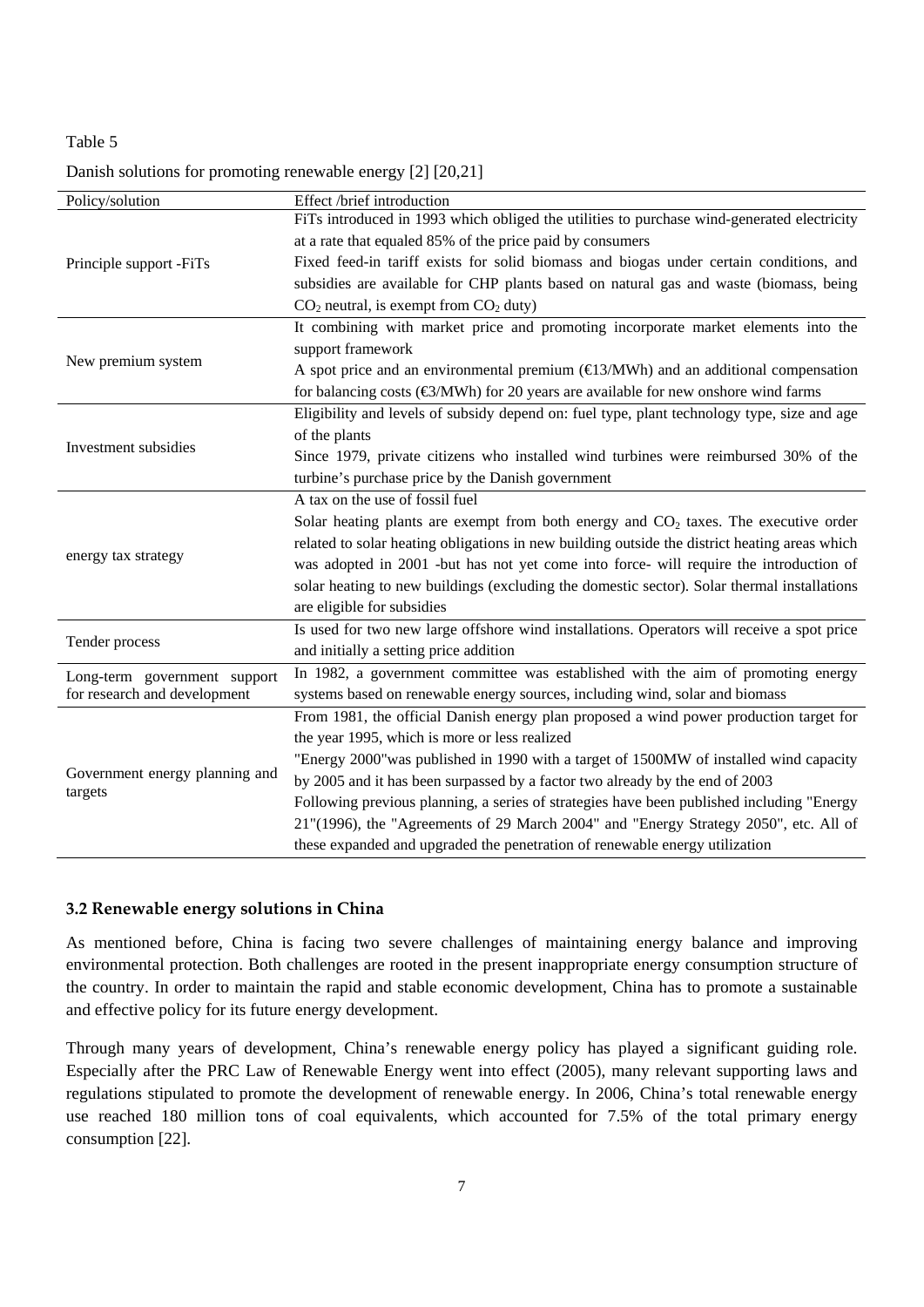Table 5

Danish solutions for promoting renewable energy [2] [20,21]

| Policy/solution | Effect /brief introduction |
|---|---|
| Principle support -FiTs | FiTs introduced in 1993 which obliged the utilities to purchase wind-generated electricity at a rate that equaled 85% of the price paid by consumers<br>Fixed feed-in tariff exists for solid biomass and biogas under certain conditions, and subsidies are available for CHP plants based on natural gas and waste (biomass, being $CO_2$ neutral, is exempt from $CO_2$ duty) |
| New premium system | It combining with market price and promoting incorporate market elements into the support framework<br>A spot price and an environmental premium (€13/MWh) and an additional compensation for balancing costs (€3/MWh) for 20 years are available for new onshore wind farms |
| Investment subsidies | Eligibility and levels of subsidy depend on: fuel type, plant technology type, size and age of the plants<br>Since 1979, private citizens who installed wind turbines were reimbursed 30% of the turbine's purchase price by the Danish government |
| energy tax strategy | A tax on the use of fossil fuel<br>Solar heating plants are exempt from both energy and $CO_2$ taxes. The executive order related to solar heating obligations in new building outside the district heating areas which was adopted in 2001 -but has not yet come into force- will require the introduction of solar heating to new buildings (excluding the domestic sector). Solar thermal installations are eligible for subsidies |
| Tender process | Is used for two new large offshore wind installations. Operators will receive a spot price and initially a setting price addition |
| Long-term government support for research and development | In 1982, a government committee was established with the aim of promoting energy systems based on renewable energy sources, including wind, solar and biomass |
| Government energy planning and targets | From 1981, the official Danish energy plan proposed a wind power production target for the year 1995, which is more or less realized<br>"Energy 2000"was published in 1990 with a target of 1500MW of installed wind capacity by 2005 and it has been surpassed by a factor two already by the end of 2003<br>Following previous planning, a series of strategies have been published including "Energy 21"(1996), the "Agreements of 29 March 2004" and "Energy Strategy 2050", etc. All of these expanded and upgraded the penetration of renewable energy utilization |

### 3.2 Renewable energy solutions in China

As mentioned before, China is facing two severe challenges of maintaining energy balance and improving environmental protection. Both challenges are rooted in the present inappropriate energy consumption structure of the country. In order to maintain the rapid and stable economic development, China has to promote a sustainable and effective policy for its future energy development.

Through many years of development, China's renewable energy policy has played a significant guiding role. Especially after the PRC Law of Renewable Energy went into effect (2005), many relevant supporting laws and regulations stipulated to promote the development of renewable energy. In 2006, China's total renewable energy use reached 180 million tons of coal equivalents, which accounted for 7.5% of the total primary energy consumption [22].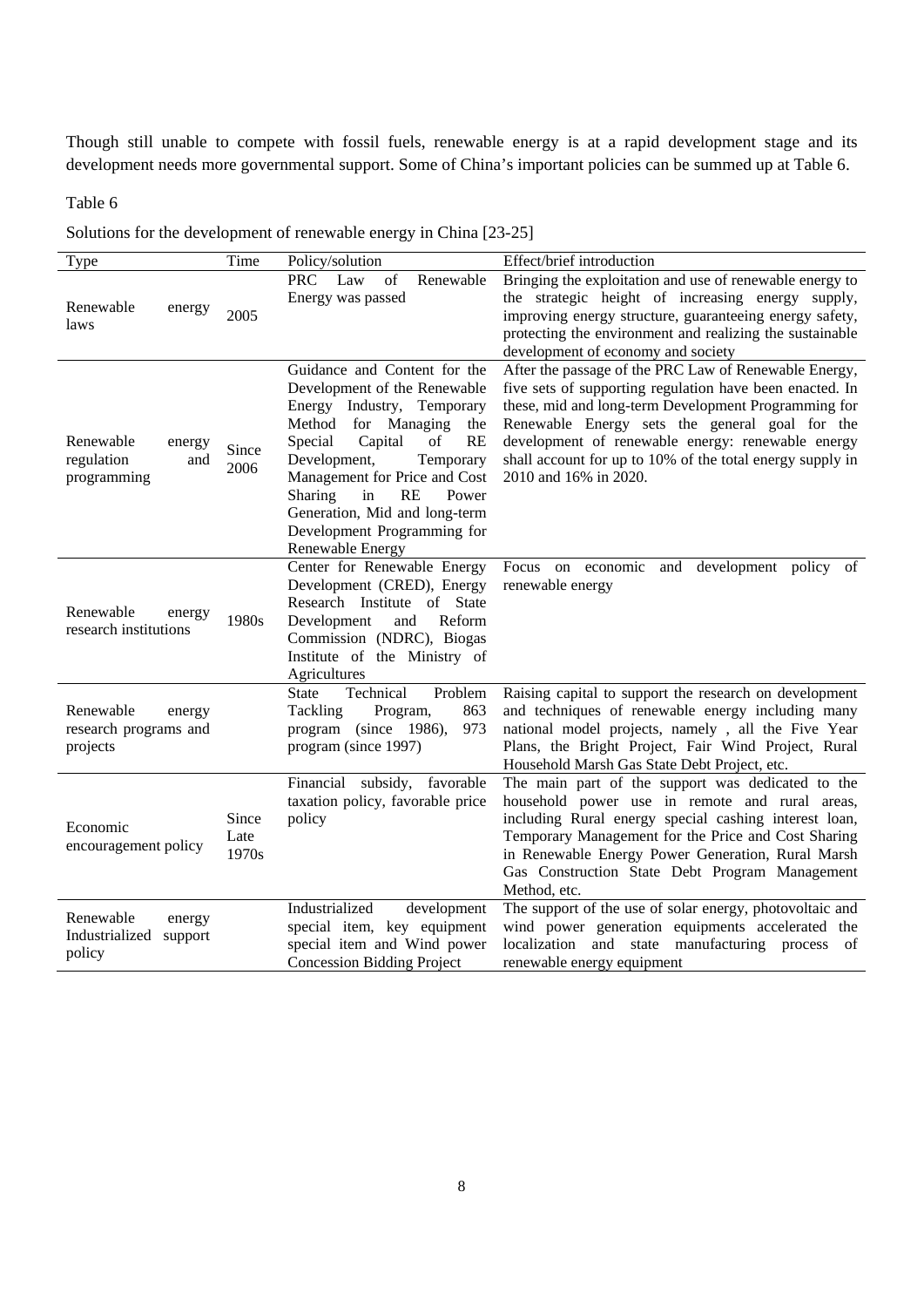Though still unable to compete with fossil fuels, renewable energy is at a rapid development stage and its development needs more governmental support. Some of China's important policies can be summed up at Table 6.

Table 6

Solutions for the development of renewable energy in China [23-25]

| Type | Time | Policy/solution | Effect/brief introduction |
| --- | --- | --- | --- |
| Renewable energy laws | 2005 | PRC Law of Renewable Energy was passed | Bringing the exploitation and use of renewable energy to the strategic height of increasing energy supply, improving energy structure, guaranteeing energy safety, protecting the environment and realizing the sustainable development of economy and society |
| Renewable energy regulation and programming | Since 2006 | Guidance and Content for the Development of the Renewable Energy Industry, Temporary Method for Managing the Special Capital of RE Development, Temporary Management for Price and Cost Sharing in RE Power Generation, Mid and long-term Development Programming for Renewable Energy | After the passage of the PRC Law of Renewable Energy, five sets of supporting regulation have been enacted. In these, mid and long-term Development Programming for Renewable Energy sets the general goal for the development of renewable energy: renewable energy shall account for up to 10% of the total energy supply in 2010 and 16% in 2020. |
| Renewable energy research institutions | 1980s | Center for Renewable Energy Development (CRED), Energy Research Institute of State Development and Reform Commission (NDRC), Biogas Institute of the Ministry of Agricultures | Focus on economic and development policy of renewable energy |
| Renewable energy research programs and projects | | State Technical Problem Tackling Program, 863 program (since 1986), 973 program (since 1997) | Raising capital to support the research on development and techniques of renewable energy including many national model projects, namely , all the Five Year Plans, the Bright Project, Fair Wind Project, Rural Household Marsh Gas State Debt Project, etc. |
| Economic encouragement policy | Since Late 1970s | Financial subsidy, favorable taxation policy, favorable price policy | The main part of the support was dedicated to the household power use in remote and rural areas, including Rural energy special cashing interest loan, Temporary Management for the Price and Cost Sharing in Renewable Energy Power Generation, Rural Marsh Gas Construction State Debt Program Management Method, etc. |
| Renewable energy Industrialized support policy | | Industrialized development special item, key equipment special item and Wind power Concession Bidding Project | The support of the use of solar energy, photovoltaic and wind power generation equipments accelerated the localization and state manufacturing process of renewable energy equipment |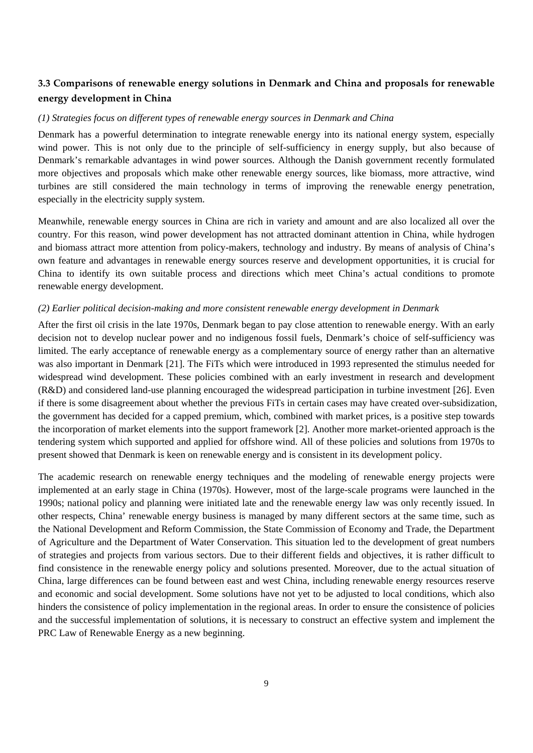### 3.3 Comparisons of renewable energy solutions in Denmark and China and proposals for renewable energy development in China

*(1) Strategies focus on different types of renewable energy sources in Denmark and China*

Denmark has a powerful determination to integrate renewable energy into its national energy system, especially wind power. This is not only due to the principle of self-sufficiency in energy supply, but also because of Denmark's remarkable advantages in wind power sources. Although the Danish government recently formulated more objectives and proposals which make other renewable energy sources, like biomass, more attractive, wind turbines are still considered the main technology in terms of improving the renewable energy penetration, especially in the electricity supply system.

Meanwhile, renewable energy sources in China are rich in variety and amount and are also localized all over the country. For this reason, wind power development has not attracted dominant attention in China, while hydrogen and biomass attract more attention from policy-makers, technology and industry. By means of analysis of China's own feature and advantages in renewable energy sources reserve and development opportunities, it is crucial for China to identify its own suitable process and directions which meet China's actual conditions to promote renewable energy development.

*(2) Earlier political decision-making and more consistent renewable energy development in Denmark*

After the first oil crisis in the late 1970s, Denmark began to pay close attention to renewable energy. With an early decision not to develop nuclear power and no indigenous fossil fuels, Denmark's choice of self-sufficiency was limited. The early acceptance of renewable energy as a complementary source of energy rather than an alternative was also important in Denmark [21]. The FiTs which were introduced in 1993 represented the stimulus needed for widespread wind development. These policies combined with an early investment in research and development (R&D) and considered land-use planning encouraged the widespread participation in turbine investment [26]. Even if there is some disagreement about whether the previous FiTs in certain cases may have created over-subsidization, the government has decided for a capped premium, which, combined with market prices, is a positive step towards the incorporation of market elements into the support framework [2]. Another more market-oriented approach is the tendering system which supported and applied for offshore wind. All of these policies and solutions from 1970s to present showed that Denmark is keen on renewable energy and is consistent in its development policy.

The academic research on renewable energy techniques and the modeling of renewable energy projects were implemented at an early stage in China (1970s). However, most of the large-scale programs were launched in the 1990s; national policy and planning were initiated late and the renewable energy law was only recently issued. In other respects, China' renewable energy business is managed by many different sectors at the same time, such as the National Development and Reform Commission, the State Commission of Economy and Trade, the Department of Agriculture and the Department of Water Conservation. This situation led to the development of great numbers of strategies and projects from various sectors. Due to their different fields and objectives, it is rather difficult to find consistence in the renewable energy policy and solutions presented. Moreover, due to the actual situation of China, large differences can be found between east and west China, including renewable energy resources reserve and economic and social development. Some solutions have not yet to be adjusted to local conditions, which also hinders the consistence of policy implementation in the regional areas. In order to ensure the consistence of policies and the successful implementation of solutions, it is necessary to construct an effective system and implement the PRC Law of Renewable Energy as a new beginning.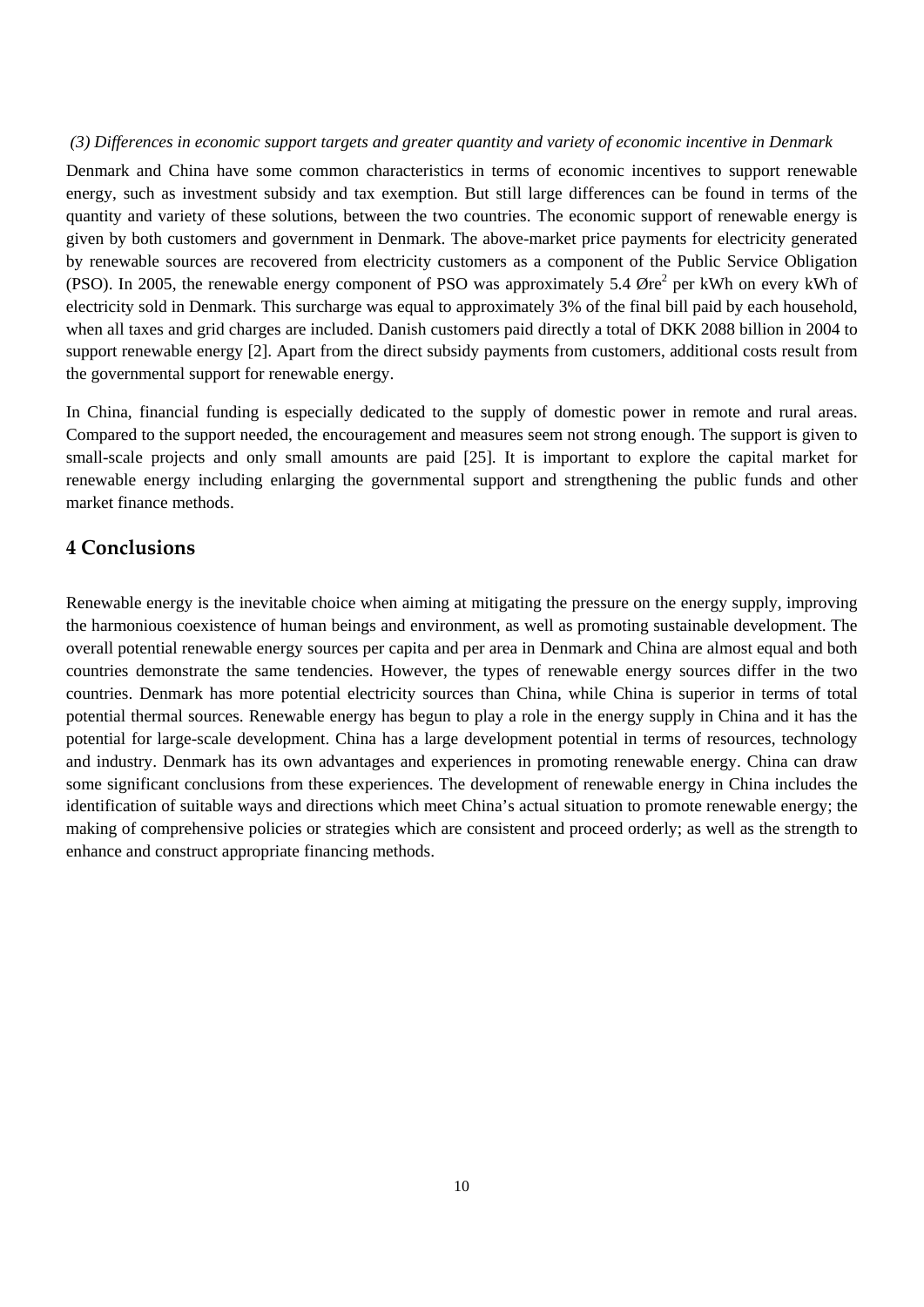*(3) Differences in economic support targets and greater quantity and variety of economic incentive in Denmark*

Denmark and China have some common characteristics in terms of economic incentives to support renewable energy, such as investment subsidy and tax exemption. But still large differences can be found in terms of the quantity and variety of these solutions, between the two countries. The economic support of renewable energy is given by both customers and government in Denmark. The above-market price payments for electricity generated by renewable sources are recovered from electricity customers as a component of the Public Service Obligation (PSO). In 2005, the renewable energy component of PSO was approximately 5.4 Øre[2] per kWh on every kWh of electricity sold in Denmark. This surcharge was equal to approximately 3% of the final bill paid by each household, when all taxes and grid charges are included. Danish customers paid directly a total of DKK 2088 billion in 2004 to support renewable energy [2]. Apart from the direct subsidy payments from customers, additional costs result from the governmental support for renewable energy.

In China, financial funding is especially dedicated to the supply of domestic power in remote and rural areas. Compared to the support needed, the encouragement and measures seem not strong enough. The support is given to small-scale projects and only small amounts are paid [25]. It is important to explore the capital market for renewable energy including enlarging the governmental support and strengthening the public funds and other market finance methods.

## 4 Conclusions

Renewable energy is the inevitable choice when aiming at mitigating the pressure on the energy supply, improving the harmonious coexistence of human beings and environment, as well as promoting sustainable development. The overall potential renewable energy sources per capita and per area in Denmark and China are almost equal and both countries demonstrate the same tendencies. However, the types of renewable energy sources differ in the two countries. Denmark has more potential electricity sources than China, while China is superior in terms of total potential thermal sources. Renewable energy has begun to play a role in the energy supply in China and it has the potential for large-scale development. China has a large development potential in terms of resources, technology and industry. Denmark has its own advantages and experiences in promoting renewable energy. China can draw some significant conclusions from these experiences. The development of renewable energy in China includes the identification of suitable ways and directions which meet China's actual situation to promote renewable energy; the making of comprehensive policies or strategies which are consistent and proceed orderly; as well as the strength to enhance and construct appropriate financing methods.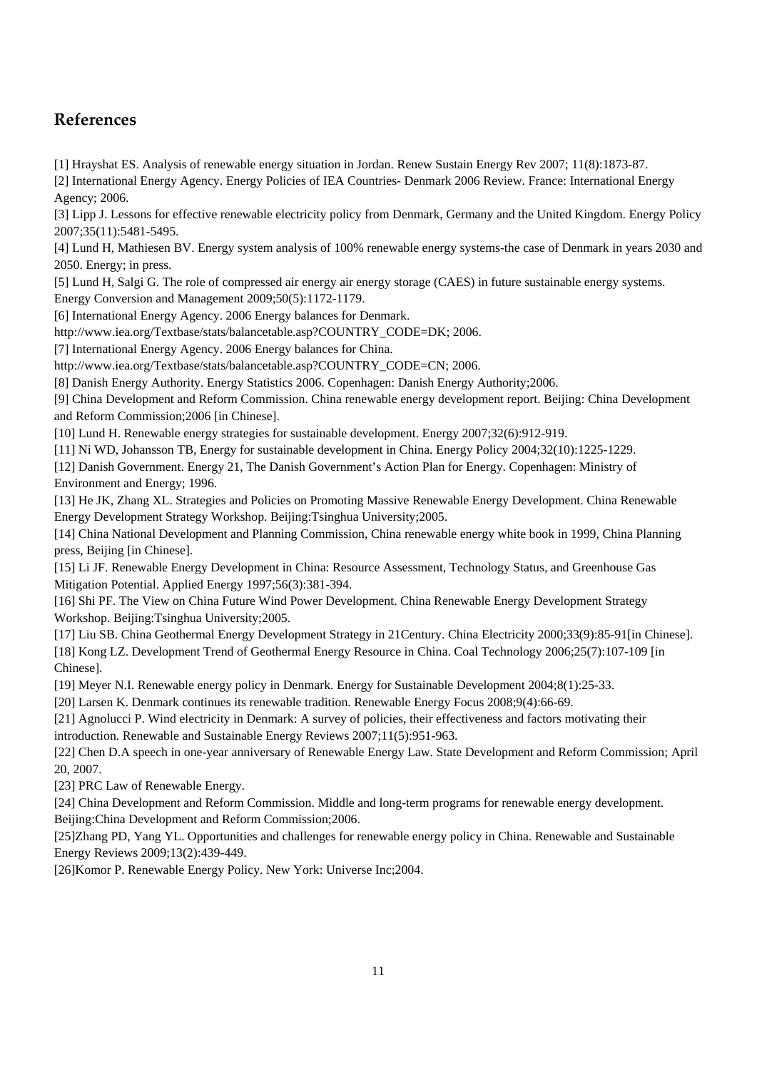## References

[1] Hrayshat ES. Analysis of renewable energy situation in Jordan. Renew Sustain Energy Rev 2007; 11(8):1873-87.

[2] International Energy Agency. Energy Policies of IEA Countries- Denmark 2006 Review. France: International Energy Agency; 2006.

[3] Lipp J. Lessons for effective renewable electricity policy from Denmark, Germany and the United Kingdom. Energy Policy 2007;35(11):5481-5495.

[4] Lund H, Mathiesen BV. Energy system analysis of 100% renewable energy systems-the case of Denmark in years 2030 and 2050. Energy; in press.

[5] Lund H, Salgi G. The role of compressed air energy air energy storage (CAES) in future sustainable energy systems. Energy Conversion and Management 2009;50(5):1172-1179.

[6] International Energy Agency. 2006 Energy balances for Denmark. http://www.iea.org/Textbase/stats/balancetable.asp?COUNTRY_CODE=DK; 2006.

[7] International Energy Agency. 2006 Energy balances for China. http://www.iea.org/Textbase/stats/balancetable.asp?COUNTRY_CODE=CN; 2006.

[8] Danish Energy Authority. Energy Statistics 2006. Copenhagen: Danish Energy Authority;2006.

[9] China Development and Reform Commission. China renewable energy development report. Beijing: China Development and Reform Commission;2006 [in Chinese].

[10] Lund H. Renewable energy strategies for sustainable development. Energy 2007;32(6):912-919.

[11] Ni WD, Johansson TB, Energy for sustainable development in China. Energy Policy 2004;32(10):1225-1229.

[12] Danish Government. Energy 21, The Danish Government's Action Plan for Energy. Copenhagen: Ministry of Environment and Energy; 1996.

[13] He JK, Zhang XL. Strategies and Policies on Promoting Massive Renewable Energy Development. China Renewable Energy Development Strategy Workshop. Beijing:Tsinghua University;2005.

[14] China National Development and Planning Commission, China renewable energy white book in 1999, China Planning press, Beijing [in Chinese].

[15] Li JF. Renewable Energy Development in China: Resource Assessment, Technology Status, and Greenhouse Gas Mitigation Potential. Applied Energy 1997;56(3):381-394.

[16] Shi PF. The View on China Future Wind Power Development. China Renewable Energy Development Strategy Workshop. Beijing:Tsinghua University;2005.

[17] Liu SB. China Geothermal Energy Development Strategy in 21Century. China Electricity 2000;33(9):85-91[in Chinese].

[18] Kong LZ. Development Trend of Geothermal Energy Resource in China. Coal Technology 2006;25(7):107-109 [in Chinese].

[19] Meyer N.I. Renewable energy policy in Denmark. Energy for Sustainable Development 2004;8(1):25-33.

[20] Larsen K. Denmark continues its renewable tradition. Renewable Energy Focus 2008;9(4):66-69.

[21] Agnolucci P. Wind electricity in Denmark: A survey of policies, their effectiveness and factors motivating their introduction. Renewable and Sustainable Energy Reviews 2007;11(5):951-963.

[22] Chen D.A speech in one-year anniversary of Renewable Energy Law. State Development and Reform Commission; April 20, 2007.

[23] PRC Law of Renewable Energy.

[24] China Development and Reform Commission. Middle and long-term programs for renewable energy development. Beijing:China Development and Reform Commission;2006.

[25]Zhang PD, Yang YL. Opportunities and challenges for renewable energy policy in China. Renewable and Sustainable Energy Reviews 2009;13(2):439-449.

[26]Komor P. Renewable Energy Policy. New York: Universe Inc;2004.